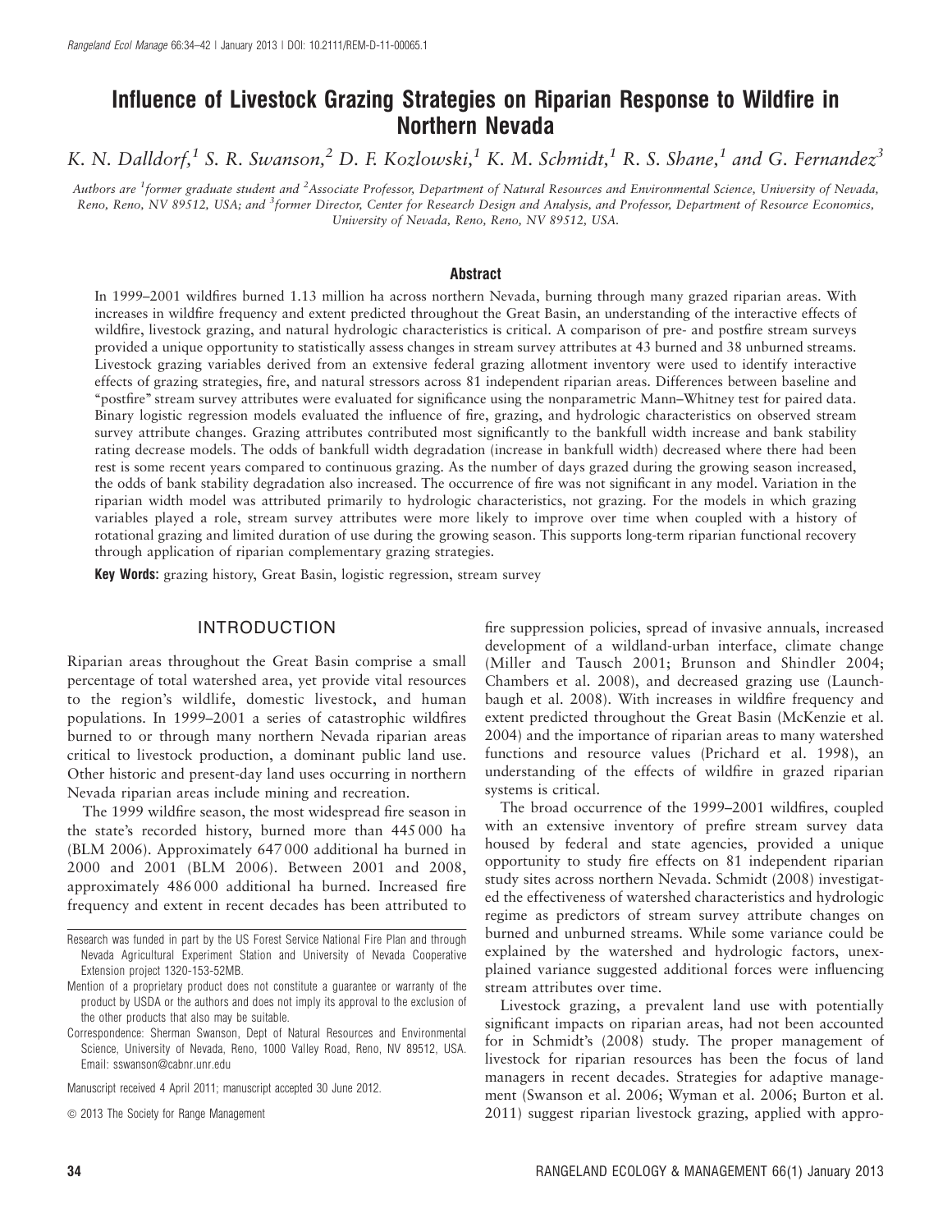# Influence of Livestock Grazing Strategies on Riparian Response to Wildfire in Northern Nevada

*K. N. Dalldorf,[1] S. R. Swanson,[2] D. F. Kozlowski,[1] K. M. Schmidt,[1] R. S. Shane,[1] and G. Fernandez[3]*

*Authors are [1]former graduate student and [2]Associate Professor, Department of Natural Resources and Environmental Science, University of Nevada, Reno, Reno, NV 89512, USA; and [3]former Director, Center for Research Design and Analysis, and Professor, Department of Resource Economics, University of Nevada, Reno, Reno, NV 89512, USA.*

## Abstract

In 1999–2001 wildfires burned 1.13 million ha across northern Nevada, burning through many grazed riparian areas. With increases in wildfire frequency and extent predicted throughout the Great Basin, an understanding of the interactive effects of wildfire, livestock grazing, and natural hydrologic characteristics is critical. A comparison of pre- and postfire stream surveys provided a unique opportunity to statistically assess changes in stream survey attributes at 43 burned and 38 unburned streams. Livestock grazing variables derived from an extensive federal grazing allotment inventory were used to identify interactive effects of grazing strategies, fire, and natural stressors across 81 independent riparian areas. Differences between baseline and "postfire" stream survey attributes were evaluated for significance using the nonparametric Mann–Whitney test for paired data. Binary logistic regression models evaluated the influence of fire, grazing, and hydrologic characteristics on observed stream survey attribute changes. Grazing attributes contributed most significantly to the bankfull width increase and bank stability rating decrease models. The odds of bankfull width degradation (increase in bankfull width) decreased where there had been rest is some recent years compared to continuous grazing. As the number of days grazed during the growing season increased, the odds of bank stability degradation also increased. The occurrence of fire was not significant in any model. Variation in the riparian width model was attributed primarily to hydrologic characteristics, not grazing. For the models in which grazing variables played a role, stream survey attributes were more likely to improve over time when coupled with a history of rotational grazing and limited duration of use during the growing season. This supports long-term riparian functional recovery through application of riparian complementary grazing strategies.

**Key Words:** grazing history, Great Basin, logistic regression, stream survey

## INTRODUCTION

Riparian areas throughout the Great Basin comprise a small percentage of total watershed area, yet provide vital resources to the region's wildlife, domestic livestock, and human populations. In 1999–2001 a series of catastrophic wildfires burned to or through many northern Nevada riparian areas critical to livestock production, a dominant public land use. Other historic and present-day land uses occurring in northern Nevada riparian areas include mining and recreation.

The 1999 wildfire season, the most widespread fire season in the state's recorded history, burned more than 445 000 ha (BLM 2006). Approximately 647 000 additional ha burned in 2000 and 2001 (BLM 2006). Between 2001 and 2008, approximately 486 000 additional ha burned. Increased fire frequency and extent in recent decades has been attributed to fire suppression policies, spread of invasive annuals, increased development of a wildland-urban interface, climate change (Miller and Tausch 2001; Brunson and Shindler 2004; Chambers et al. 2008), and decreased grazing use (Launchbaugh et al. 2008). With increases in wildfire frequency and extent predicted throughout the Great Basin (McKenzie et al. 2004) and the importance of riparian areas to many watershed functions and resource values (Prichard et al. 1998), an understanding of the effects of wildfire in grazed riparian systems is critical.

The broad occurrence of the 1999–2001 wildfires, coupled with an extensive inventory of prefire stream survey data housed by federal and state agencies, provided a unique opportunity to study fire effects on 81 independent riparian study sites across northern Nevada. Schmidt (2008) investigated the effectiveness of watershed characteristics and hydrologic regime as predictors of stream survey attribute changes on burned and unburned streams. While some variance could be explained by the watershed and hydrologic factors, unexplained variance suggested additional forces were influencing stream attributes over time.

Livestock grazing, a prevalent land use with potentially significant impacts on riparian areas, had not been accounted for in Schmidt's (2008) study. The proper management of livestock for riparian resources has been the focus of land managers in recent decades. Strategies for adaptive management (Swanson et al. 2006; Wyman et al. 2006; Burton et al. 2011) suggest riparian livestock grazing, applied with appro-

Research was funded in part by the US Forest Service National Fire Plan and through Nevada Agricultural Experiment Station and University of Nevada Cooperative Extension project 1320-153-52MB.

Mention of a proprietary product does not constitute a guarantee or warranty of the product by USDA or the authors and does not imply its approval to the exclusion of the other products that also may be suitable.

Correspondence: Sherman Swanson, Dept of Natural Resources and Environmental Science, University of Nevada, Reno, 1000 Valley Road, Reno, NV 89512, USA. Email: sswanson@cabnr.unr.edu

Manuscript received 4 April 2011; manuscript accepted 30 June 2012.

© 2013 The Society for Range Management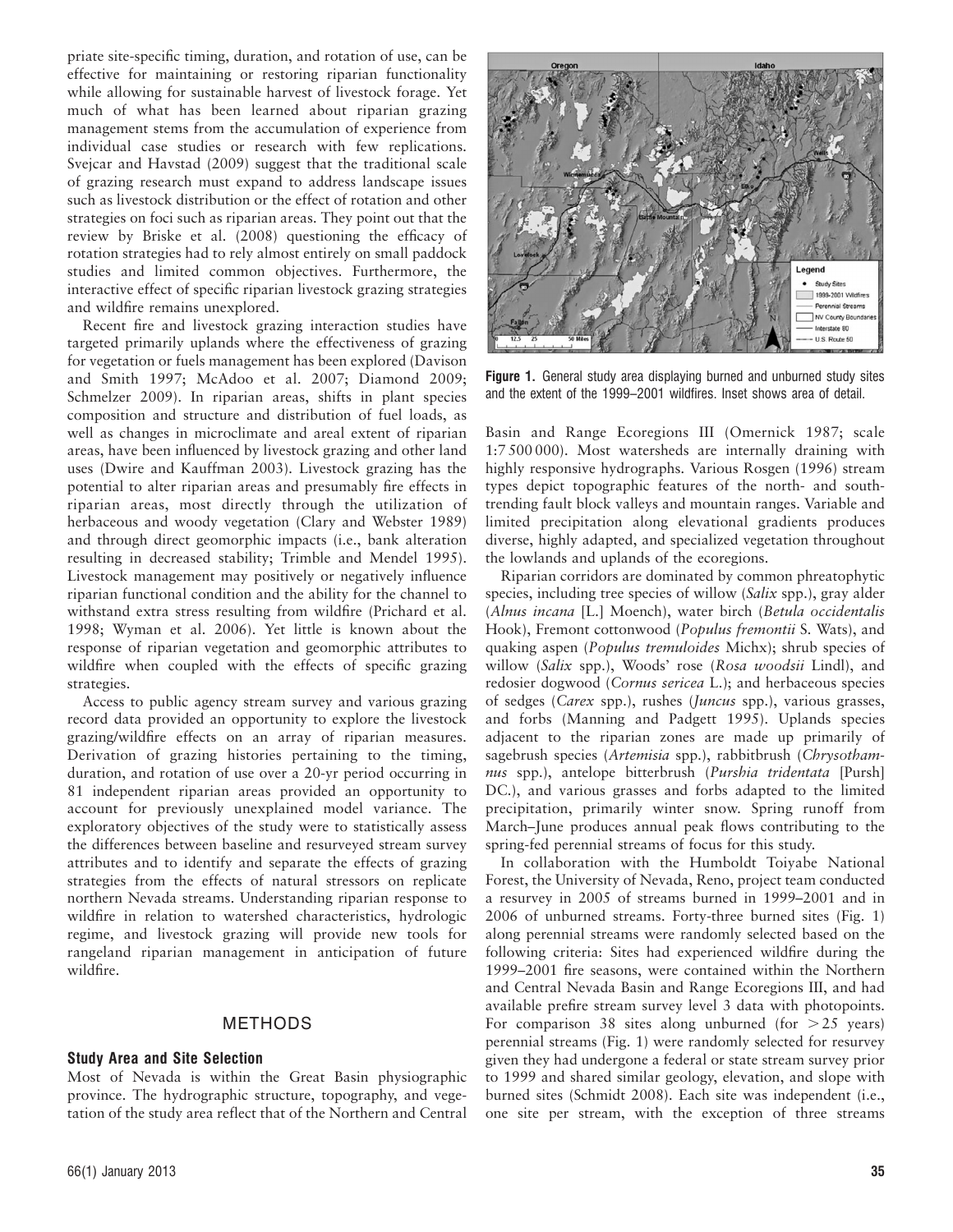priate site-specific timing, duration, and rotation of use, can be effective for maintaining or restoring riparian functionality while allowing for sustainable harvest of livestock forage. Yet much of what has been learned about riparian grazing management stems from the accumulation of experience from individual case studies or research with few replications. Svejcar and Havstad (2009) suggest that the traditional scale of grazing research must expand to address landscape issues such as livestock distribution or the effect of rotation and other strategies on foci such as riparian areas. They point out that the review by Briske et al. (2008) questioning the efficacy of rotation strategies had to rely almost entirely on small paddock studies and limited common objectives. Furthermore, the interactive effect of specific riparian livestock grazing strategies and wildfire remains unexplored.

Recent fire and livestock grazing interaction studies have targeted primarily uplands where the effectiveness of grazing for vegetation or fuels management has been explored (Davison and Smith 1997; McAdoo et al. 2007; Diamond 2009; Schmelzer 2009). In riparian areas, shifts in plant species composition and structure and distribution of fuel loads, as well as changes in microclimate and areal extent of riparian areas, have been influenced by livestock grazing and other land uses (Dwire and Kauffman 2003). Livestock grazing has the potential to alter riparian areas and presumably fire effects in riparian areas, most directly through the utilization of herbaceous and woody vegetation (Clary and Webster 1989) and through direct geomorphic impacts (i.e., bank alteration resulting in decreased stability; Trimble and Mendel 1995). Livestock management may positively or negatively influence riparian functional condition and the ability for the channel to withstand extra stress resulting from wildfire (Prichard et al. 1998; Wyman et al. 2006). Yet little is known about the response of riparian vegetation and geomorphic attributes to wildfire when coupled with the effects of specific grazing strategies.

Access to public agency stream survey and various grazing record data provided an opportunity to explore the livestock grazing/wildfire effects on an array of riparian measures. Derivation of grazing histories pertaining to the timing, duration, and rotation of use over a 20-yr period occurring in 81 independent riparian areas provided an opportunity to account for previously unexplained model variance. The exploratory objectives of the study were to statistically assess the differences between baseline and resurveyed stream survey attributes and to identify and separate the effects of grazing strategies from the effects of natural stressors on replicate northern Nevada streams. Understanding riparian response to wildfire in relation to watershed characteristics, hydrologic regime, and livestock grazing will provide new tools for rangeland riparian management in anticipation of future wildfire.

## METHODS

### Study Area and Site Selection

Most of Nevada is within the Great Basin physiographic province. The hydrographic structure, topography, and vegetation of the study area reflect that of the Northern and Central Basin and Range Ecoregions III (Omernick 1987; scale 1:7 500 000). Most watersheds are internally draining with highly responsive hydrographs. Various Rosgen (1996) stream types depict topographic features of the north- and south-trending fault block valleys and mountain ranges. Variable and limited precipitation along elevational gradients produces diverse, highly adapted, and specialized vegetation throughout the lowlands and uplands of the ecoregions.

**Figure 1.** General study area displaying burned and unburned study sites and the extent of the 1999–2001 wildfires. Inset shows area of detail.

Riparian corridors are dominated by common phreatophytic species, including tree species of willow (*Salix* spp.), gray alder (*Alnus incana* [L.] Moench), water birch (*Betula occidentalis* Hook), Fremont cottonwood (*Populus fremontii* S. Wats), and quaking aspen (*Populus tremuloides* Michx); shrub species of willow (*Salix* spp.), Woods' rose (*Rosa woodsii* Lindl), and redosier dogwood (*Cornus sericea* L.); and herbaceous species of sedges (*Carex* spp.), rushes (*Juncus* spp.), various grasses, and forbs (Manning and Padgett 1995). Uplands species adjacent to the riparian zones are made up primarily of sagebrush species (*Artemisia* spp.), rabbitbrush (*Chrysothamnus* spp.), antelope bitterbrush (*Purshia tridentata* [Pursh] DC.), and various grasses and forbs adapted to the limited precipitation, primarily winter snow. Spring runoff from March–June produces annual peak flows contributing to the spring-fed perennial streams of focus for this study.

In collaboration with the Humboldt Toiyabe National Forest, the University of Nevada, Reno, project team conducted a resurvey in 2005 of streams burned in 1999–2001 and in 2006 of unburned streams. Forty-three burned sites (Fig. 1) along perennial streams were randomly selected based on the following criteria: Sites had experienced wildfire during the 1999–2001 fire seasons, were contained within the Northern and Central Nevada Basin and Range Ecoregions III, and had available prefire stream survey level 3 data with photopoints. For comparison 38 sites along unburned (for $>25$ years) perennial streams (Fig. 1) were randomly selected for resurvey given they had undergone a federal or state stream survey prior to 1999 and shared similar geology, elevation, and slope with burned sites (Schmidt 2008). Each site was independent (i.e., one site per stream, with the exception of three streams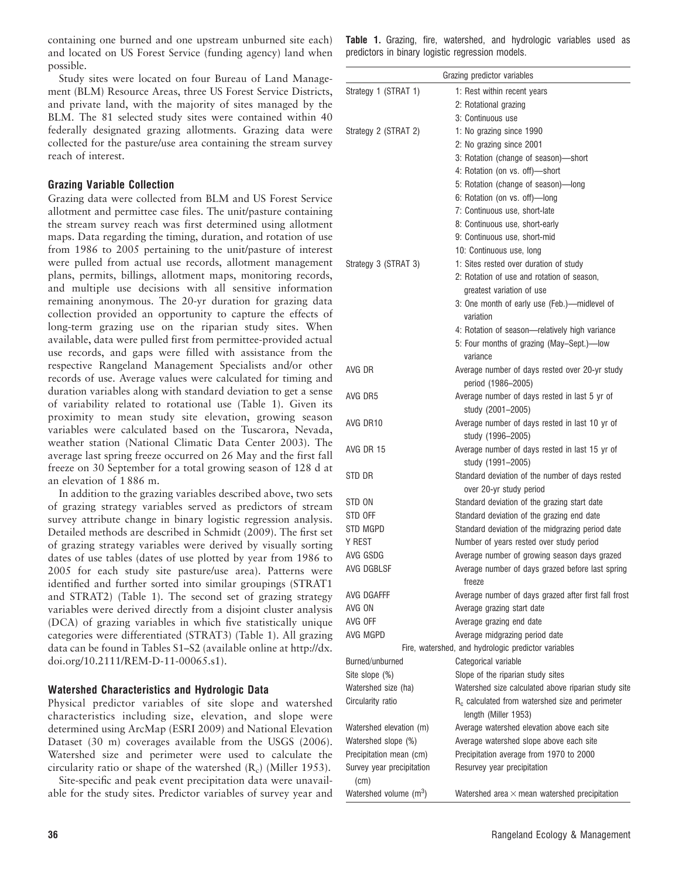containing one burned and one upstream unburned site each) and located on US Forest Service (funding agency) land when possible.

Study sites were located on four Bureau of Land Management (BLM) Resource Areas, three US Forest Service Districts, and private land, with the majority of sites managed by the BLM. The 81 selected study sites were contained within 40 federally designated grazing allotments. Grazing data were collected for the pasture/use area containing the stream survey reach of interest.

### Grazing Variable Collection

Grazing data were collected from BLM and US Forest Service allotment and permittee case files. The unit/pasture containing the stream survey reach was first determined using allotment maps. Data regarding the timing, duration, and rotation of use from 1986 to 2005 pertaining to the unit/pasture of interest were pulled from actual use records, allotment management plans, permits, billings, allotment maps, monitoring records, and multiple use decisions with all sensitive information remaining anonymous. The 20-yr duration for grazing data collection provided an opportunity to capture the effects of long-term grazing use on the riparian study sites. When available, data were pulled first from permittee-provided actual use records, and gaps were filled with assistance from the respective Rangeland Management Specialists and/or other records of use. Average values were calculated for timing and duration variables along with standard deviation to get a sense of variability related to rotational use (Table 1). Given its proximity to mean study site elevation, growing season variables were calculated based on the Tuscarora, Nevada, weather station (National Climatic Data Center 2003). The average last spring freeze occurred on 26 May and the first fall freeze on 30 September for a total growing season of 128 d at an elevation of 1 886 m.

In addition to the grazing variables described above, two sets of grazing strategy variables served as predictors of stream survey attribute change in binary logistic regression analysis. Detailed methods are described in Schmidt (2009). The first set of grazing strategy variables were derived by visually sorting dates of use tables (dates of use plotted by year from 1986 to 2005 for each study site pasture/use area). Patterns were identified and further sorted into similar groupings (STRAT1 and STRAT2) (Table 1). The second set of grazing strategy variables were derived directly from a disjoint cluster analysis (DCA) of grazing variables in which five statistically unique categories were differentiated (STRAT3) (Table 1). All grazing data can be found in Tables S1–S2 (available online at http://dx.doi.org/10.2111/REM-D-11-00065.s1).

### Watershed Characteristics and Hydrologic Data

Physical predictor variables of site slope and watershed characteristics including size, elevation, and slope were determined using ArcMap (ESRI 2009) and National Elevation Dataset (30 m) coverages available from the USGS (2006). Watershed size and perimeter were used to calculate the circularity ratio or shape of the watershed ($R_c$) (Miller 1953).

Site-specific and peak event precipitation data were unavailable for the study sites. Predictor variables of survey year and

**Table 1.** Grazing, fire, watershed, and hydrologic variables used as predictors in binary logistic regression models.

| Grazing predictor variables | |
|---|---|
| Strategy 1 (STRAT 1) | 1: Rest within recent years |
| | 2: Rotational grazing |
| | 3: Continuous use |
| Strategy 2 (STRAT 2) | 1: No grazing since 1990 |
| | 2: No grazing since 2001 |
| | 3: Rotation (change of season)—short |
| | 4: Rotation (on vs. off)—short |
| | 5: Rotation (change of season)—long |
| | 6: Rotation (on vs. off)—long |
| | 7: Continuous use, short-late |
| | 8: Continuous use, short-early |
| | 9: Continuous use, short-mid |
| | 10: Continuous use, long |
| Strategy 3 (STRAT 3) | 1: Sites rested over duration of study |
| | 2: Rotation of use and rotation of season, greatest variation of use |
| | 3: One month of early use (Feb.)—midlevel of variation |
| | 4: Rotation of season—relatively high variance |
| | 5: Four months of grazing (May–Sept.)—low variance |
| AVG DR | Average number of days rested over 20-yr study period (1986–2005) |
| AVG DR5 | Average number of days rested in last 5 yr of study (2001–2005) |
| AVG DR10 | Average number of days rested in last 10 yr of study (1996–2005) |
| AVG DR 15 | Average number of days rested in last 15 yr of study (1991–2005) |
| STD DR | Standard deviation of the number of days rested over 20-yr study period |
| STD ON | Standard deviation of the grazing start date |
| STD OFF | Standard deviation of the grazing end date |
| STD MGPD | Standard deviation of the midgrazing period date |
| Y REST | Number of years rested over study period |
| AVG GSDG | Average number of growing season days grazed |
| AVG DGBLSF | Average number of days grazed before last spring freeze |
| AVG DGAFFF | Average number of days grazed after first fall frost |
| AVG ON | Average grazing start date |
| AVG OFF | Average grazing end date |
| AVG MGPD | Average midgrazing period date |
| **Fire, watershed, and hydrologic predictor variables** | |
| Burned/unburned | Categorical variable |
| Site slope (%) | Slope of the riparian study sites |
| Watershed size (ha) | Watershed size calculated above riparian study site |
| Circularity ratio | $R_c$ calculated from watershed size and perimeter length (Miller 1953) |
| Watershed elevation (m) | Average watershed elevation above each site |
| Watershed slope (%) | Average watershed slope above each site |
| Precipitation mean (cm) | Precipitation average from 1970 to 2000 |
| Survey year precipitation (cm) | Resurvey year precipitation |
| Watershed volume ($m^3$) | Watershed area $\times$ mean watershed precipitation |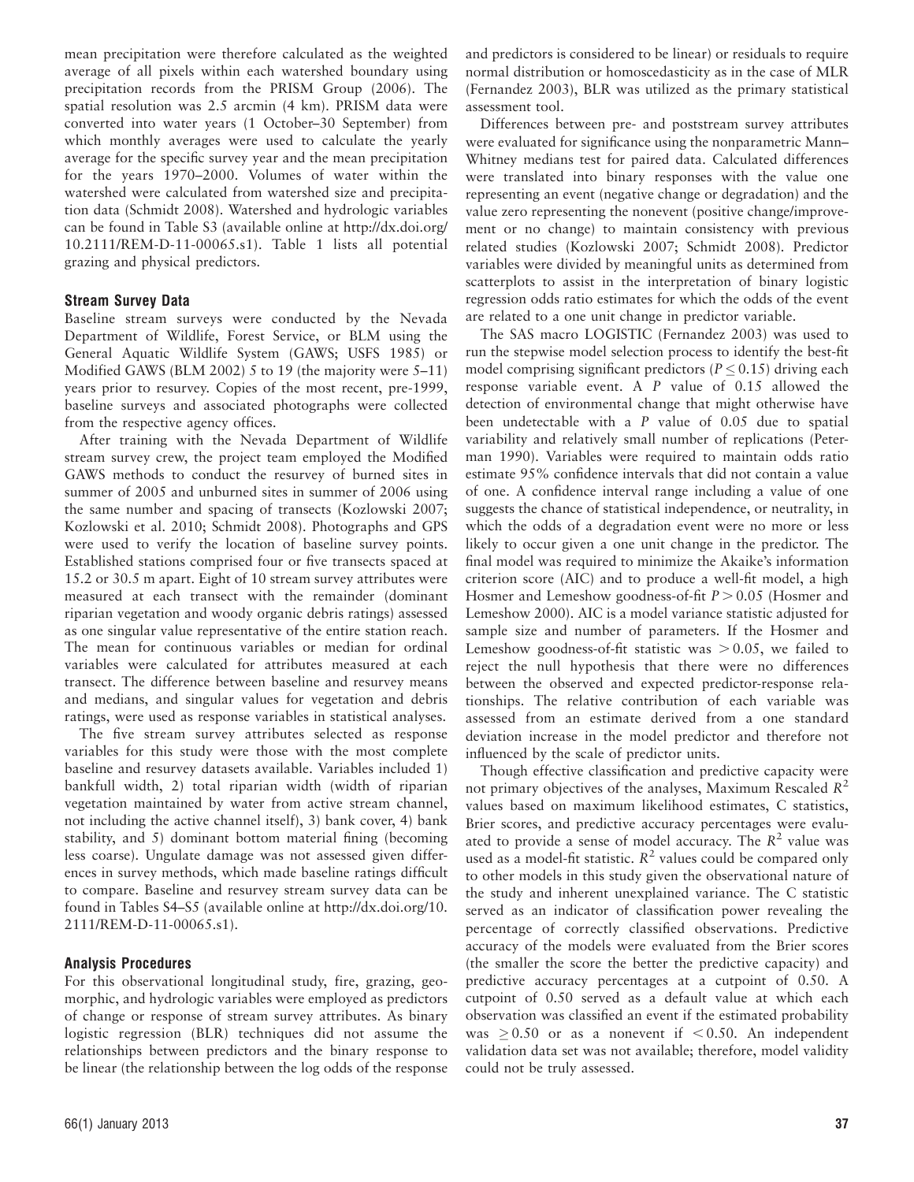mean precipitation were therefore calculated as the weighted average of all pixels within each watershed boundary using precipitation records from the PRISM Group (2006). The spatial resolution was 2.5 arcmin (4 km). PRISM data were converted into water years (1 October–30 September) from which monthly averages were used to calculate the yearly average for the specific survey year and the mean precipitation for the years 1970–2000. Volumes of water within the watershed were calculated from watershed size and precipitation data (Schmidt 2008). Watershed and hydrologic variables can be found in Table S3 (available online at http://dx.doi.org/10.2111/REM-D-11-00065.s1). Table 1 lists all potential grazing and physical predictors.

### Stream Survey Data

Baseline stream surveys were conducted by the Nevada Department of Wildlife, Forest Service, or BLM using the General Aquatic Wildlife System (GAWS; USFS 1985) or Modified GAWS (BLM 2002) 5 to 19 (the majority were 5–11) years prior to resurvey. Copies of the most recent, pre-1999, baseline surveys and associated photographs were collected from the respective agency offices.

After training with the Nevada Department of Wildlife stream survey crew, the project team employed the Modified GAWS methods to conduct the resurvey of burned sites in summer of 2005 and unburned sites in summer of 2006 using the same number and spacing of transects (Kozlowski 2007; Kozlowski et al. 2010; Schmidt 2008). Photographs and GPS were used to verify the location of baseline survey points. Established stations comprised four or five transects spaced at 15.2 or 30.5 m apart. Eight of 10 stream survey attributes were measured at each transect with the remainder (dominant riparian vegetation and woody organic debris ratings) assessed as one singular value representative of the entire station reach. The mean for continuous variables or median for ordinal variables were calculated for attributes measured at each transect. The difference between baseline and resurvey means and medians, and singular values for vegetation and debris ratings, were used as response variables in statistical analyses.

The five stream survey attributes selected as response variables for this study were those with the most complete baseline and resurvey datasets available. Variables included 1) bankfull width, 2) total riparian width (width of riparian vegetation maintained by water from active stream channel, not including the active channel itself), 3) bank cover, 4) bank stability, and 5) dominant bottom material fining (becoming less coarse). Ungulate damage was not assessed given differences in survey methods, which made baseline ratings difficult to compare. Baseline and resurvey stream survey data can be found in Tables S4–S5 (available online at http://dx.doi.org/10.2111/REM-D-11-00065.s1).

### Analysis Procedures

For this observational longitudinal study, fire, grazing, geomorphic, and hydrologic variables were employed as predictors of change or response of stream survey attributes. As binary logistic regression (BLR) techniques did not assume the relationships between predictors and the binary response to be linear (the relationship between the log odds of the response and predictors is considered to be linear) or residuals to require normal distribution or homoscedasticity as in the case of MLR (Fernandez 2003), BLR was utilized as the primary statistical assessment tool.

Differences between pre- and poststream survey attributes were evaluated for significance using the nonparametric Mann–Whitney medians test for paired data. Calculated differences were translated into binary responses with the value one representing an event (negative change or degradation) and the value zero representing the nonevent (positive change/improvement or no change) to maintain consistency with previous related studies (Kozlowski 2007; Schmidt 2008). Predictor variables were divided by meaningful units as determined from scatterplots to assist in the interpretation of binary logistic regression odds ratio estimates for which the odds of the event are related to a one unit change in predictor variable.

The SAS macro LOGISTIC (Fernandez 2003) was used to run the stepwise model selection process to identify the best-fit model comprising significant predictors ($P \leq 0.15$) driving each response variable event. A $P$ value of 0.15 allowed the detection of environmental change that might otherwise have been undetectable with a $P$ value of 0.05 due to spatial variability and relatively small number of replications (Peterman 1990). Variables were required to maintain odds ratio estimate 95% confidence intervals that did not contain a value of one. A confidence interval range including a value of one suggests the chance of statistical independence, or neutrality, in which the odds of a degradation event were no more or less likely to occur given a one unit change in the predictor. The final model was required to minimize the Akaike's information criterion score (AIC) and to produce a well-fit model, a high Hosmer and Lemeshow goodness-of-fit $P > 0.05$ (Hosmer and Lemeshow 2000). AIC is a model variance statistic adjusted for sample size and number of parameters. If the Hosmer and Lemeshow goodness-of-fit statistic was $> 0.05$, we failed to reject the null hypothesis that there were no differences between the observed and expected predictor-response relationships. The relative contribution of each variable was assessed from an estimate derived from a one standard deviation increase in the model predictor and therefore not influenced by the scale of predictor units.

Though effective classification and predictive capacity were not primary objectives of the analyses, Maximum Rescaled $R^2$ values based on maximum likelihood estimates, C statistics, Brier scores, and predictive accuracy percentages were evaluated to provide a sense of model accuracy. The $R^2$ value was used as a model-fit statistic. $R^2$ values could be compared only to other models in this study given the observational nature of the study and inherent unexplained variance. The C statistic served as an indicator of classification power revealing the percentage of correctly classified observations. Predictive accuracy of the models were evaluated from the Brier scores (the smaller the score the better the predictive capacity) and predictive accuracy percentages at a cutpoint of 0.50. A cutpoint of 0.50 served as a default value at which each observation was classified an event if the estimated probability was $\geq 0.50$ or as a nonevent if $< 0.50$. An independent validation data set was not available; therefore, model validity could not be truly assessed.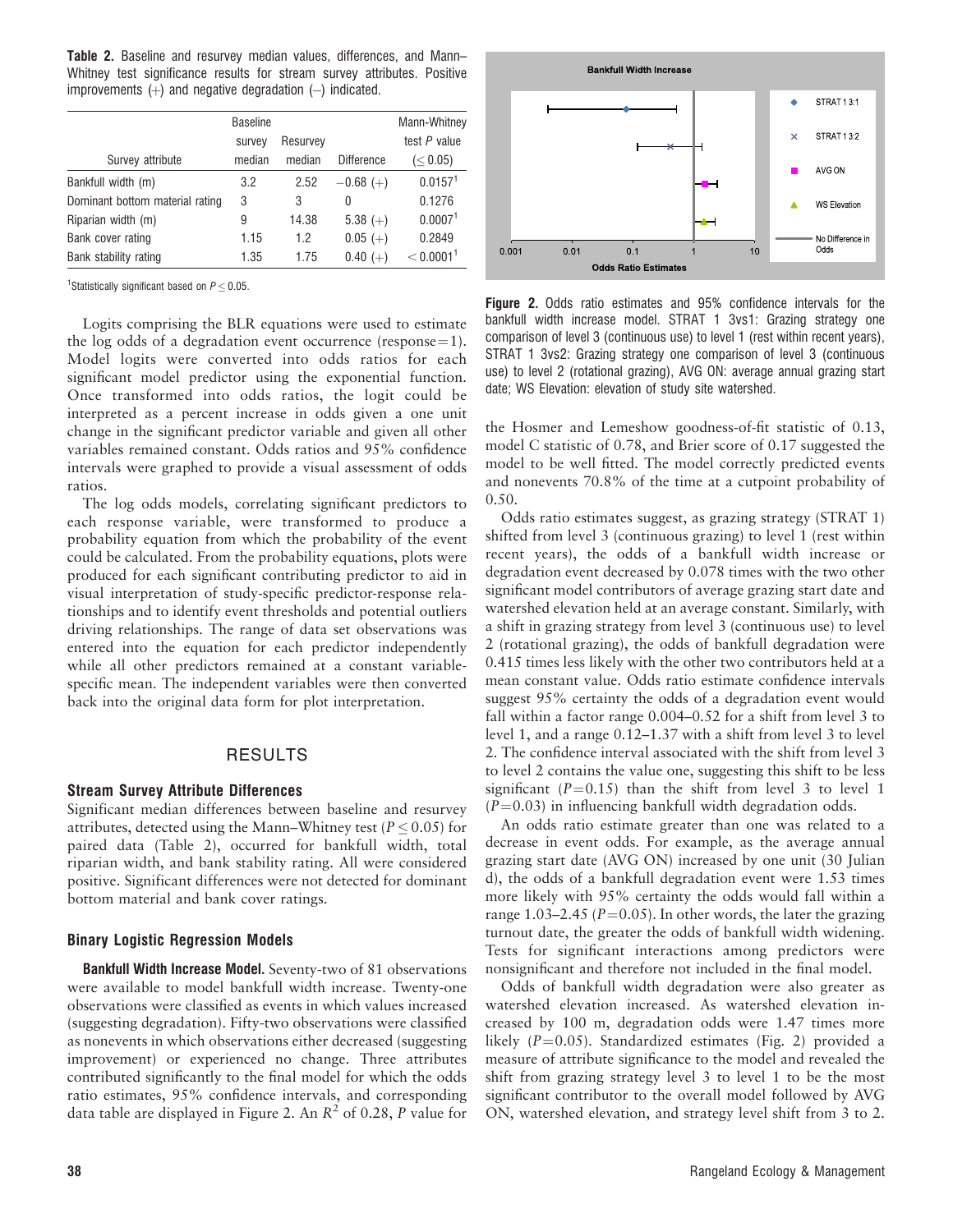**Table 2.** Baseline and resurvey median values, differences, and Mann–Whitney test significance results for stream survey attributes. Positive improvements (+) and negative degradation (–) indicated.

| Survey attribute | Baseline survey median | Resurvey median | Difference | Mann-Whitney test $P$ value ($\leq 0.05$) |
|---|---|---|---|---|
| Bankfull width (m) | 3.2 | 2.52 | −0.68 (+) | 0.0157[1] |
| Dominant bottom material rating | 3 | 3 | 0 | 0.1276 |
| Riparian width (m) | 9 | 14.38 | 5.38 (+) | 0.0007[1] |
| Bank cover rating | 1.15 | 1.2 | 0.05 (+) | 0.2849 |
| Bank stability rating | 1.35 | 1.75 | 0.40 (+) | < 0.0001[1] |

[1]Statistically significant based on $P \leq 0.05$.

Logits comprising the BLR equations were used to estimate the log odds of a degradation event occurrence (response = 1). Model logits were converted into odds ratios for each significant model predictor using the exponential function. Once transformed into odds ratios, the logit could be interpreted as a percent increase in odds given a one unit change in the significant predictor variable and given all other variables remained constant. Odds ratios and 95% confidence intervals were graphed to provide a visual assessment of odds ratios.

The log odds models, correlating significant predictors to each response variable, were transformed to produce a probability equation from which the probability of the event could be calculated. From the probability equations, plots were produced for each significant contributing predictor to aid in visual interpretation of study-specific predictor-response relationships and to identify event thresholds and potential outliers driving relationships. The range of data set observations was entered into the equation for each predictor independently while all other predictors remained at a constant variable-specific mean. The independent variables were then converted back into the original data form for plot interpretation.

## RESULTS

### Stream Survey Attribute Differences

Significant median differences between baseline and resurvey attributes, detected using the Mann–Whitney test ($P \leq 0.05$) for paired data (Table 2), occurred for bankfull width, total riparian width, and bank stability rating. All were considered positive. Significant differences were not detected for dominant bottom material and bank cover ratings.

### Binary Logistic Regression Models

**Bankfull Width Increase Model.** Seventy-two of 81 observations were available to model bankfull width increase. Twenty-one observations were classified as events in which values increased (suggesting degradation). Fifty-two observations were classified as nonevents in which observations either decreased (suggesting improvement) or experienced no change. Three attributes contributed significantly to the final model for which the odds ratio estimates, 95% confidence intervals, and corresponding data table are displayed in Figure 2. An $R^2$ of 0.28, $P$ value for the Hosmer and Lemeshow goodness-of-fit statistic of 0.13, model C statistic of 0.78, and Brier score of 0.17 suggested the model to be well fitted. The model correctly predicted events and nonevents 70.8% of the time at a cutpoint probability of 0.50.

**Figure 2.** Odds ratio estimates and 95% confidence intervals for the bankfull width increase model. STRAT 1 3vs1: Grazing strategy one comparison of level 3 (continuous use) to level 1 (rest within recent years), STRAT 1 3vs2: Grazing strategy one comparison of level 3 (continuous use) to level 2 (rotational grazing), AVG ON: average annual grazing start date; WS Elevation: elevation of study site watershed.

Odds ratio estimates suggest, as grazing strategy (STRAT 1) shifted from level 3 (continuous grazing) to level 1 (rest within recent years), the odds of a bankfull width increase or degradation event decreased by 0.078 times with the two other significant model contributors of average grazing start date and watershed elevation held at an average constant. Similarly, with a shift in grazing strategy from level 3 (continuous use) to level 2 (rotational grazing), the odds of bankfull degradation were 0.415 times less likely with the other two contributors held at a mean constant value. Odds ratio estimate confidence intervals suggest 95% certainty the odds of a degradation event would fall within a factor range 0.004–0.52 for a shift from level 3 to level 1, and a range 0.12–1.37 with a shift from level 3 to level 2. The confidence interval associated with the shift from level 3 to level 2 contains the value one, suggesting this shift to be less significant ($P = 0.15$) than the shift from level 3 to level 1 ($P = 0.03$) in influencing bankfull width degradation odds.

An odds ratio estimate greater than one was related to a decrease in event odds. For example, as the average annual grazing start date (AVG ON) increased by one unit (30 Julian d), the odds of a bankfull degradation event were 1.53 times more likely with 95% certainty the odds would fall within a range 1.03–2.45 ($P = 0.05$). In other words, the later the grazing turnout date, the greater the odds of bankfull width widening. Tests for significant interactions among predictors were nonsignificant and therefore not included in the final model.

Odds of bankfull width degradation were also greater as watershed elevation increased. As watershed elevation increased by 100 m, degradation odds were 1.47 times more likely ($P = 0.05$). Standardized estimates (Fig. 2) provided a measure of attribute significance to the model and revealed the shift from grazing strategy level 3 to level 1 to be the most significant contributor to the overall model followed by AVG ON, watershed elevation, and strategy level shift from 3 to 2.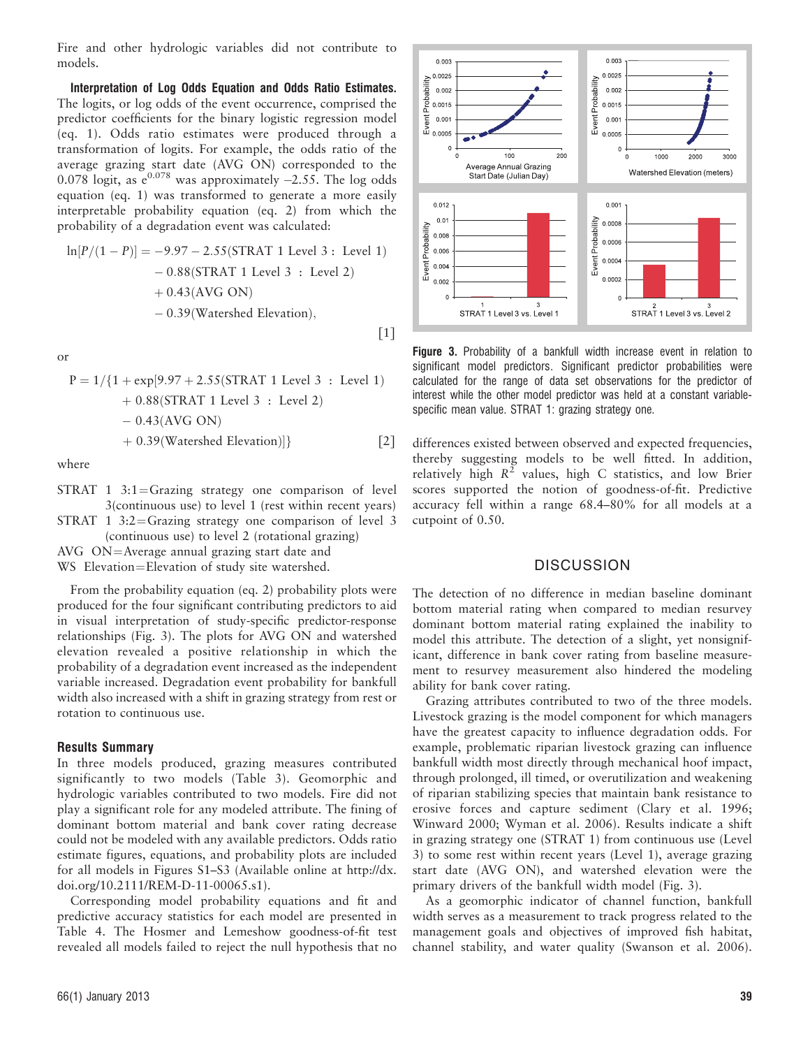Fire and other hydrologic variables did not contribute to models.

**Interpretation of Log Odds Equation and Odds Ratio Estimates.** The logits, or log odds of the event occurrence, comprised the predictor coefficients for the binary logistic regression model (eq. 1). Odds ratio estimates were produced through a transformation of logits. For example, the odds ratio of the average grazing start date (AVG ON) corresponded to the 0.078 logit, as $e^{0.078}$ was approximately –2.55. The log odds equation (eq. 1) was transformed to generate a more easily interpretable probability equation (eq. 2) from which the probability of a degradation event was calculated:

$$\begin{aligned}\ln[P/(1-P)] = &-9.97 - 2.55(\text{STRAT 1 Level 3 : Level 1}) \\ &- 0.88(\text{STRAT 1 Level 3 : Level 2}) \\ &+ 0.43(\text{AVG ON}) \\ &- 0.39(\text{Watershed Elevation}),\end{aligned} \quad [1]$$

or

$$\begin{aligned}\text{P} = 1/\{1 + \exp[&9.97 + 2.55(\text{STRAT 1 Level 3 : Level 1}) \\ &+ 0.88(\text{STRAT 1 Level 3 : Level 2}) \\ &- 0.43(\text{AVG ON}) \\ &+ 0.39(\text{Watershed Elevation})]\}\end{aligned} \quad [2]$$

where

STRAT 1 3:1 = Grazing strategy one comparison of level 3(continuous use) to level 1 (rest within recent years)
STRAT 1 3:2 = Grazing strategy one comparison of level 3 (continuous use) to level 2 (rotational grazing)
AVG ON = Average annual grazing start date and
WS Elevation = Elevation of study site watershed.

From the probability equation (eq. 2) probability plots were produced for the four significant contributing predictors to aid in visual interpretation of study-specific predictor-response relationships (Fig. 3). The plots for AVG ON and watershed elevation revealed a positive relationship in which the probability of a degradation event increased as the independent variable increased. Degradation event probability for bankfull width also increased with a shift in grazing strategy from rest or rotation to continuous use.

### Results Summary

In three models produced, grazing measures contributed significantly to two models (Table 3). Geomorphic and hydrologic variables contributed to two models. Fire did not play a significant role for any modeled attribute. The fining of dominant bottom material and bank cover rating decrease could not be modeled with any available predictors. Odds ratio estimate figures, equations, and probability plots are included for all models in Figures S1–S3 (Available online at http://dx.doi.org/10.2111/REM-D-11-00065.s1).

Corresponding model probability equations and fit and predictive accuracy statistics for each model are presented in Table 4. The Hosmer and Lemeshow goodness-of-fit test revealed all models failed to reject the null hypothesis that no differences existed between observed and expected frequencies, thereby suggesting models to be well fitted. In addition, relatively high $R^2$ values, high C statistics, and low Brier scores supported the notion of goodness-of-fit. Predictive accuracy fell within a range 68.4–80% for all models at a cutpoint of 0.50.

**Figure 3.** Probability of a bankfull width increase event in relation to significant model predictors. Significant predictor probabilities were calculated for the range of data set observations for the predictor of interest while the other model predictor was held at a constant variable-specific mean value. STRAT 1: grazing strategy one.

## DISCUSSION

The detection of no difference in median baseline dominant bottom material rating when compared to median resurvey dominant bottom material rating explained the inability to model this attribute. The detection of a slight, yet nonsignificant, difference in bank cover rating from baseline measurement to resurvey measurement also hindered the modeling ability for bank cover rating.

Grazing attributes contributed to two of the three models. Livestock grazing is the model component for which managers have the greatest capacity to influence degradation odds. For example, problematic riparian livestock grazing can influence bankfull width most directly through mechanical hoof impact, through prolonged, ill timed, or overutilization and weakening of riparian stabilizing species that maintain bank resistance to erosive forces and capture sediment (Clary et al. 1996; Winward 2000; Wyman et al. 2006). Results indicate a shift in grazing strategy one (STRAT 1) from continuous use (Level 3) to some rest within recent years (Level 1), average grazing start date (AVG ON), and watershed elevation were the primary drivers of the bankfull width model (Fig. 3).

As a geomorphic indicator of channel function, bankfull width serves as a measurement to track progress related to the management goals and objectives of improved fish habitat, channel stability, and water quality (Swanson et al. 2006).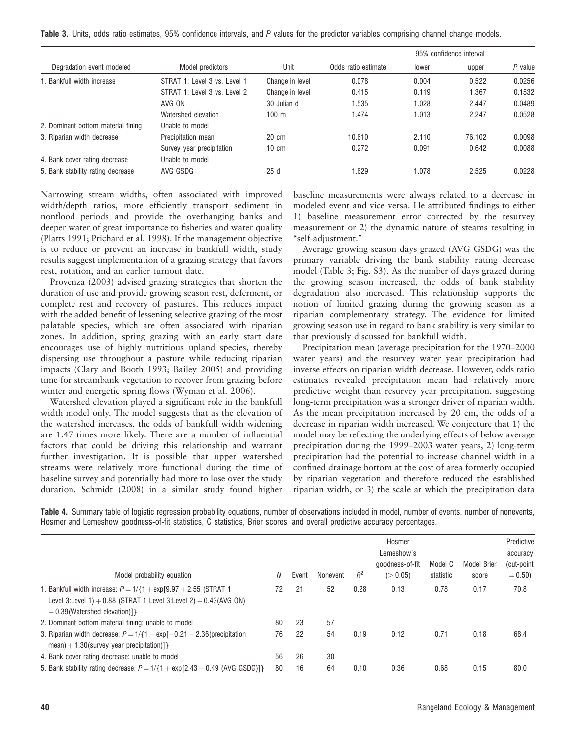**Table 3.** Units, odds ratio estimates, 95% confidence intervals, and *P* values for the predictor variables comprising channel change models.

| Degradation event modeled | Model predictors | Unit | Odds ratio estimate | 95% confidence interval | | *P* value |
|---|---|---|---|---|---|---|
| | | | | lower | upper | |
| 1. Bankfull width increase | STRAT 1: Level 3 vs. Level 1 | Change in level | 0.078 | 0.004 | 0.522 | 0.0256 |
| | STRAT 1: Level 3 vs. Level 2 | Change in level | 0.415 | 0.119 | 1.367 | 0.1532 |
| | AVG ON | 30 Julian d | 1.535 | 1.028 | 2.447 | 0.0489 |
| | Watershed elevation | 100 m | 1.474 | 1.013 | 2.247 | 0.0528 |
| 2. Dominant bottom material fining | Unable to model | | | | | |
| 3. Riparian width decrease | Precipitation mean | 20 cm | 10.610 | 2.110 | 76.102 | 0.0098 |
| | Survey year precipitation | 10 cm | 0.272 | 0.091 | 0.642 | 0.0088 |
| 4. Bank cover rating decrease | Unable to model | | | | | |
| 5. Bank stability rating decrease | AVG GSDG | 25 d | 1.629 | 1.078 | 2.525 | 0.0228 |

Narrowing stream widths, often associated with improved width/depth ratios, more efficiently transport sediment in nonflood periods and provide the overhanging banks and deeper water of great importance to fisheries and water quality (Platts 1991; Prichard et al. 1998). If the management objective is to reduce or prevent an increase in bankfull width, study results suggest implementation of a grazing strategy that favors rest, rotation, and an earlier turnout date.

Provenza (2003) advised grazing strategies that shorten the duration of use and provide growing season rest, deferment, or complete rest and recovery of pastures. This reduces impact with the added benefit of lessening selective grazing of the most palatable species, which are often associated with riparian zones. In addition, spring grazing with an early start date encourages use of highly nutritious upland species, thereby dispersing use throughout a pasture while reducing riparian impacts (Clary and Booth 1993; Bailey 2005) and providing time for streambank vegetation to recover from grazing before winter and energetic spring flows (Wyman et al. 2006).

Watershed elevation played a significant role in the bankfull width model only. The model suggests that as the elevation of the watershed increases, the odds of bankfull width widening are 1.47 times more likely. There are a number of influential factors that could be driving this relationship and warrant further investigation. It is possible that upper watershed streams were relatively more functional during the time of baseline survey and potentially had more to lose over the study duration. Schmidt (2008) in a similar study found higher baseline measurements were always related to a decrease in modeled event and vice versa. He attributed findings to either 1) baseline measurement error corrected by the resurvey measurement or 2) the dynamic nature of steams resulting in "self-adjustment."

Average growing season days grazed (AVG GSDG) was the primary variable driving the bank stability rating decrease model (Table 3; Fig. S3). As the number of days grazed during the growing season increased, the odds of bank stability degradation also increased. This relationship supports the notion of limited grazing during the growing season as a riparian complementary strategy. The evidence for limited growing season use in regard to bank stability is very similar to that previously discussed for bankfull width.

Precipitation mean (average precipitation for the 1970–2000 water years) and the resurvey water year precipitation had inverse effects on riparian width decrease. However, odds ratio estimates revealed precipitation mean had relatively more predictive weight than resurvey year precipitation, suggesting long-term precipitation was a stronger driver of riparian width. As the mean precipitation increased by 20 cm, the odds of a decrease in riparian width increased. We conjecture that 1) the model may be reflecting the underlying effects of below average precipitation during the 1999–2003 water years, 2) long-term precipitation had the potential to increase channel width in a confined drainage bottom at the cost of area formerly occupied by riparian vegetation and therefore reduced the established riparian width, or 3) the scale at which the precipitation data

**Table 4.** Summary table of logistic regression probability equations, number of observations included in model, number of events, number of nonevents, Hosmer and Lemeshow goodness-of-fit statistics, C statistics, Brier scores, and overall predictive accuracy percentages.

| Model probability equation | *N* | Event | Nonevent | $R^2$ | Hosmer Lemeshow's goodness-of-fit (> 0.05) | Model C statistic | Model Brier score | Predictive accuracy (cut-point = 0.50) |
|---|---|---|---|---|---|---|---|---|
| 1. Bankfull width increase: $P = 1/\{1 + \exp[9.97 + 2.55$ (STRAT 1 Level 3:Level 1) $+ 0.88$ (STRAT 1 Level 3:Level 2) $- 0.43$(AVG ON) $- 0.39$(Watershed elevation)$]\}$ | 72 | 21 | 52 | 0.28 | 0.13 | 0.78 | 0.17 | 70.8 |
| 2. Dominant bottom material fining: unable to model | 80 | 23 | 57 | | | | | |
| 3. Riparian width decrease: $P = 1/\{1 + \exp[-0.21 - 2.36$(precipitation mean) $+ 1.30$(survey year precipitation)$]\}$ | 76 | 22 | 54 | 0.19 | 0.12 | 0.71 | 0.18 | 68.4 |
| 4. Bank cover rating decrease: unable to model | 56 | 26 | 30 | | | | | |
| 5. Bank stability rating decrease: $P = 1/\{1 + \exp[2.43 - 0.49$ (AVG GSDG)$]\}$ | 80 | 16 | 64 | 0.10 | 0.36 | 0.68 | 0.15 | 80.0 |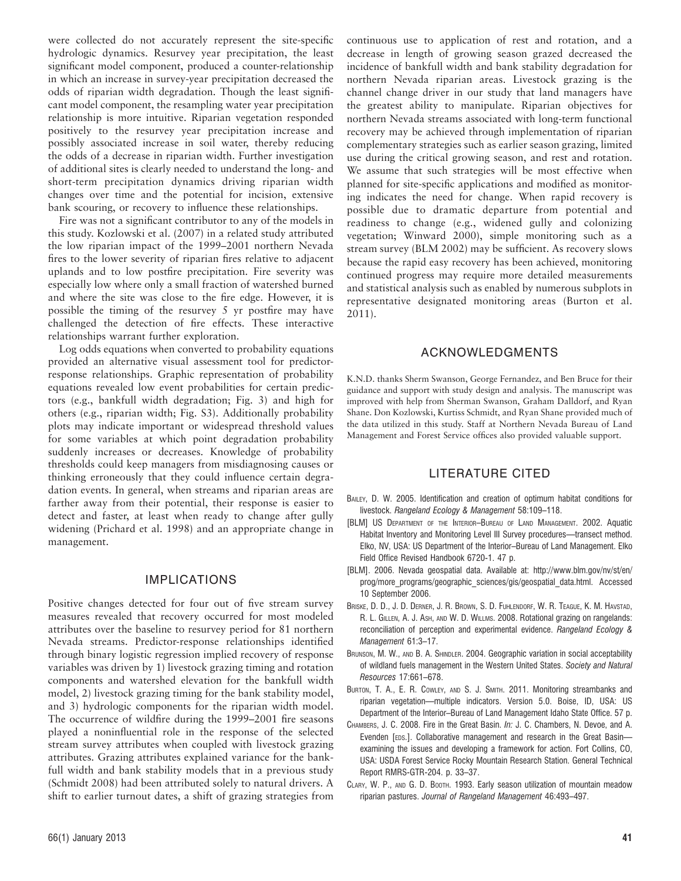were collected do not accurately represent the site-specific hydrologic dynamics. Resurvey year precipitation, the least significant model component, produced a counter-relationship in which an increase in survey-year precipitation decreased the odds of riparian width degradation. Though the least significant model component, the resampling water year precipitation relationship is more intuitive. Riparian vegetation responded positively to the resurvey year precipitation increase and possibly associated increase in soil water, thereby reducing the odds of a decrease in riparian width. Further investigation of additional sites is clearly needed to understand the long- and short-term precipitation dynamics driving riparian width changes over time and the potential for incision, extensive bank scouring, or recovery to influence these relationships.

Fire was not a significant contributor to any of the models in this study. Kozlowski et al. (2007) in a related study attributed the low riparian impact of the 1999–2001 northern Nevada fires to the lower severity of riparian fires relative to adjacent uplands and to low postfire precipitation. Fire severity was especially low where only a small fraction of watershed burned and where the site was close to the fire edge. However, it is possible the timing of the resurvey 5 yr postfire may have challenged the detection of fire effects. These interactive relationships warrant further exploration.

Log odds equations when converted to probability equations provided an alternative visual assessment tool for predictor-response relationships. Graphic representation of probability equations revealed low event probabilities for certain predictors (e.g., bankfull width degradation; Fig. 3) and high for others (e.g., riparian width; Fig. S3). Additionally probability plots may indicate important or widespread threshold values for some variables at which point degradation probability suddenly increases or decreases. Knowledge of probability thresholds could keep managers from misdiagnosing causes or thinking erroneously that they could influence certain degradation events. In general, when streams and riparian areas are farther away from their potential, their response is easier to detect and faster, at least when ready to change after gully widening (Prichard et al. 1998) and an appropriate change in management.

## IMPLICATIONS

Positive changes detected for four out of five stream survey measures revealed that recovery occurred for most modeled attributes over the baseline to resurvey period for 81 northern Nevada streams. Predictor-response relationships identified through binary logistic regression implied recovery of response variables was driven by 1) livestock grazing timing and rotation components and watershed elevation for the bankfull width model, 2) livestock grazing timing for the bank stability model, and 3) hydrologic components for the riparian width model. The occurrence of wildfire during the 1999–2001 fire seasons played a noninfluential role in the response of the selected stream survey attributes when coupled with livestock grazing attributes. Grazing attributes explained variance for the bankfull width and bank stability models that in a previous study (Schmidt 2008) had been attributed solely to natural drivers. A shift to earlier turnout dates, a shift of grazing strategies from continuous use to application of rest and rotation, and a decrease in length of growing season grazed decreased the incidence of bankfull width and bank stability degradation for northern Nevada riparian areas. Livestock grazing is the channel change driver in our study that land managers have the greatest ability to manipulate. Riparian objectives for northern Nevada streams associated with long-term functional recovery may be achieved through implementation of riparian complementary strategies such as earlier season grazing, limited use during the critical growing season, and rest and rotation. We assume that such strategies will be most effective when planned for site-specific applications and modified as monitoring indicates the need for change. When rapid recovery is possible due to dramatic departure from potential and readiness to change (e.g., widened gully and colonizing vegetation; Winward 2000), simple monitoring such as a stream survey (BLM 2002) may be sufficient. As recovery slows because the rapid easy recovery has been achieved, monitoring continued progress may require more detailed measurements and statistical analysis such as enabled by numerous subplots in representative designated monitoring areas (Burton et al. 2011).

## ACKNOWLEDGMENTS

K.N.D. thanks Sherm Swanson, George Fernandez, and Ben Bruce for their guidance and support with study design and analysis. The manuscript was improved with help from Sherman Swanson, Graham Dalldorf, and Ryan Shane. Don Kozlowski, Kurtiss Schmidt, and Ryan Shane provided much of the data utilized in this study. Staff at Northern Nevada Bureau of Land Management and Forest Service offices also provided valuable support.

## LITERATURE CITED

Bailey, D. W. 2005. Identification and creation of optimum habitat conditions for livestock. *Rangeland Ecology & Management* 58:109–118.

[BLM] US Department of the Interior–Bureau of Land Management. 2002. Aquatic Habitat Inventory and Monitoring Level III Survey procedures—transect method. Elko, NV, USA: US Department of the Interior–Bureau of Land Management. Elko Field Office Revised Handbook 6720-1. 47 p.

[BLM]. 2006. Nevada geospatial data. Available at: http://www.blm.gov/nv/st/en/prog/more_programs/geographic_sciences/gis/geospatial_data.html. Accessed 10 September 2006.

Briske, D. D., J. D. Derner, J. R. Brown, S. D. Fuhlendorf, W. R. Teague, K. M. Havstad, R. L. Gillen, A. J. Ash, and W. D. Willms. 2008. Rotational grazing on rangelands: reconciliation of perception and experimental evidence. *Rangeland Ecology & Management* 61:3–17.

Brunson, M. W., and B. A. Shindler. 2004. Geographic variation in social acceptability of wildland fuels management in the Western United States. *Society and Natural Resources* 17:661–678.

Burton, T. A., E. R. Cowley, and S. J. Smith. 2011. Monitoring streambanks and riparian vegetation—multiple indicators. Version 5.0. Boise, ID, USA: US Department of the Interior–Bureau of Land Management Idaho State Office. 57 p.

Chambers, J. C. 2008. Fire in the Great Basin. *In:* J. C. Chambers, N. Devoe, and A. Evenden [eds.]. Collaborative management and research in the Great Basin—examining the issues and developing a framework for action. Fort Collins, CO, USA: USDA Forest Service Rocky Mountain Research Station. General Technical Report RMRS-GTR-204. p. 33–37.

Clary, W. P., and G. D. Booth. 1993. Early season utilization of mountain meadow riparian pastures. *Journal of Rangeland Management* 46:493–497.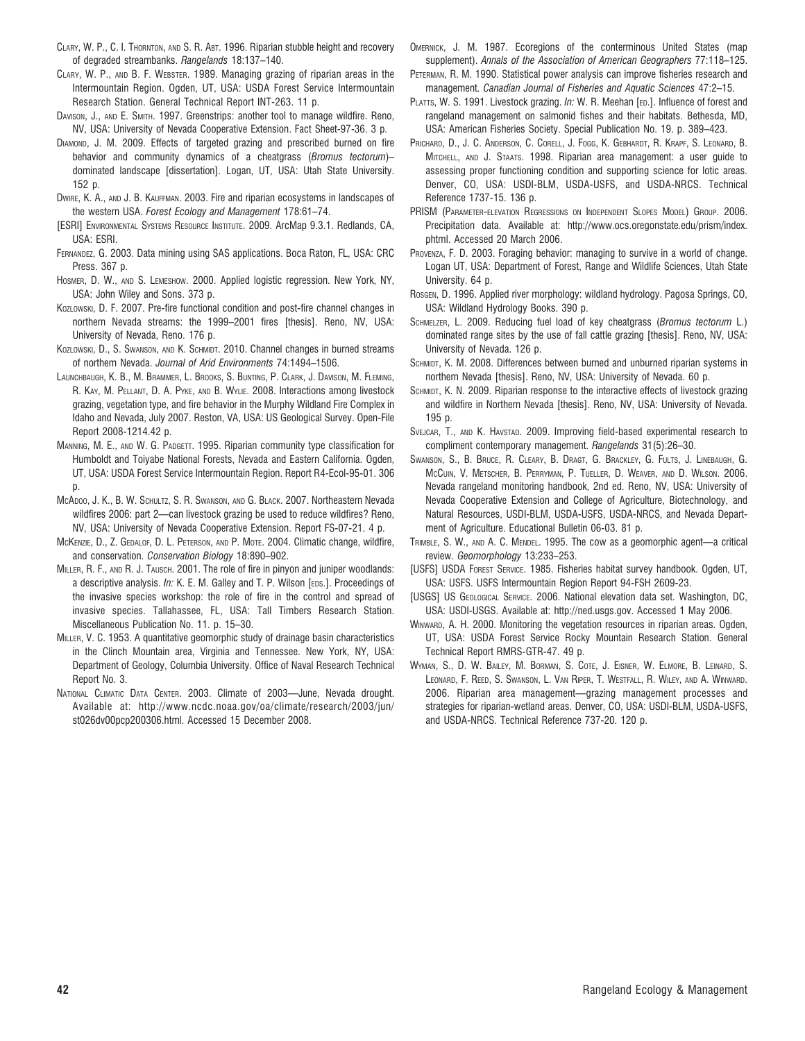Clary, W. P., C. I. Thornton, and S. R. Abt. 1996. Riparian stubble height and recovery of degraded streambanks. *Rangelands* 18:137–140.

Clary, W. P., and B. F. Webster. 1989. Managing grazing of riparian areas in the Intermountain Region. Ogden, UT, USA: USDA Forest Service Intermountain Research Station. General Technical Report INT-263. 11 p.

Davison, J., and E. Smith. 1997. Greenstrips: another tool to manage wildfire. Reno, NV, USA: University of Nevada Cooperative Extension. Fact Sheet-97-36. 3 p.

Diamond, J. M. 2009. Effects of targeted grazing and prescribed burned on fire behavior and community dynamics of a cheatgrass (*Bromus tectorum*)–dominated landscape [dissertation]. Logan, UT, USA: Utah State University. 152 p.

Dwire, K. A., and J. B. Kauffman. 2003. Fire and riparian ecosystems in landscapes of the western USA. *Forest Ecology and Management* 178:61–74.

[ESRI] Environmental Systems Resource Institute. 2009. ArcMap 9.3.1. Redlands, CA, USA: ESRI.

Fernandez, G. 2003. Data mining using SAS applications. Boca Raton, FL, USA: CRC Press. 367 p.

Hosmer, D. W., and S. Lemeshow. 2000. Applied logistic regression. New York, NY, USA: John Wiley and Sons. 373 p.

Kozlowski, D. F. 2007. Pre-fire functional condition and post-fire channel changes in northern Nevada streams: the 1999–2001 fires [thesis]. Reno, NV, USA: University of Nevada, Reno. 176 p.

Kozlowski, D., S. Swanson, and K. Schmidt. 2010. Channel changes in burned streams of northern Nevada. *Journal of Arid Environments* 74:1494–1506.

Launchbaugh, K. B., M. Brammer, L. Brooks, S. Bunting, P. Clark, J. Davison, M. Fleming, R. Kay, M. Pellant, D. A. Pyke, and B. Wylie. 2008. Interactions among livestock grazing, vegetation type, and fire behavior in the Murphy Wildland Fire Complex in Idaho and Nevada, July 2007. Reston, VA, USA: US Geological Survey. Open-File Report 2008-1214.42 p.

Manning, M. E., and W. G. Padgett. 1995. Riparian community type classification for Humboldt and Toiyabe National Forests, Nevada and Eastern California. Ogden, UT, USA: USDA Forest Service Intermountain Region. Report R4-Ecol-95-01. 306 p.

McAdoo, J. K., B. W. Schultz, S. R. Swanson, and G. Black. 2007. Northeastern Nevada wildfires 2006: part 2—can livestock grazing be used to reduce wildfires? Reno, NV, USA: University of Nevada Cooperative Extension. Report FS-07-21. 4 p.

McKenzie, D., Z. Gedalof, D. L. Peterson, and P. Mote. 2004. Climatic change, wildfire, and conservation. *Conservation Biology* 18:890–902.

Miller, R. F., and R. J. Tausch. 2001. The role of fire in pinyon and juniper woodlands: a descriptive analysis. *In:* K. E. M. Galley and T. P. Wilson [eds.]. Proceedings of the invasive species workshop: the role of fire in the control and spread of invasive species. Tallahassee, FL, USA: Tall Timbers Research Station. Miscellaneous Publication No. 11. p. 15–30.

Miller, V. C. 1953. A quantitative geomorphic study of drainage basin characteristics in the Clinch Mountain area, Virginia and Tennessee. New York, NY, USA: Department of Geology, Columbia University. Office of Naval Research Technical Report No. 3.

National Climatic Data Center. 2003. Climate of 2003—June, Nevada drought. Available at: http://www.ncdc.noaa.gov/oa/climate/research/2003/jun/st026dv00pcp200306.html. Accessed 15 December 2008.

Omernick, J. M. 1987. Ecoregions of the conterminous United States (map supplement). *Annals of the Association of American Geographers* 77:118–125.

Peterman, R. M. 1990. Statistical power analysis can improve fisheries research and management. *Canadian Journal of Fisheries and Aquatic Sciences* 47:2–15.

Platts, W. S. 1991. Livestock grazing. *In:* W. R. Meehan [ed.]. Influence of forest and rangeland management on salmonid fishes and their habitats. Bethesda, MD, USA: American Fisheries Society. Special Publication No. 19. p. 389–423.

Prichard, D., J. C. Anderson, C. Corell, J. Fogg, K. Gebhardt, R. Krapf, S. Leonard, B. Mitchell, and J. Staats. 1998. Riparian area management: a user guide to assessing proper functioning condition and supporting science for lotic areas. Denver, CO, USA: USDI-BLM, USDA-USFS, and USDA-NRCS. Technical Reference 1737-15. 136 p.

PRISM (Parameter-elevation Regressions on Independent Slopes Model) Group. 2006. Precipitation data. Available at: http://www.ocs.oregonstate.edu/prism/index.phtml. Accessed 20 March 2006.

Provenza, F. D. 2003. Foraging behavior: managing to survive in a world of change. Logan UT, USA: Department of Forest, Range and Wildlife Sciences, Utah State University. 64 p.

Rosgen, D. 1996. Applied river morphology: wildland hydrology. Pagosa Springs, CO, USA: Wildland Hydrology Books. 390 p.

Schmelzer, L. 2009. Reducing fuel load of key cheatgrass (*Bromus tectorum* L.) dominated range sites by the use of fall cattle grazing [thesis]. Reno, NV, USA: University of Nevada. 126 p.

Schmidt, K. M. 2008. Differences between burned and unburned riparian systems in northern Nevada [thesis]. Reno, NV, USA: University of Nevada. 60 p.

Schmidt, K. N. 2009. Riparian response to the interactive effects of livestock grazing and wildfire in Northern Nevada [thesis]. Reno, NV, USA: University of Nevada. 195 p.

Svejcar, T., and K. Havstad. 2009. Improving field-based experimental research to compliment contemporary management. *Rangelands* 31(5):26–30.

Swanson, S., B. Bruce, R. Cleary, B. Dragt, G. Brackley, G. Fults, J. Linebaugh, G. McCuin, V. Metscher, B. Perryman, P. Tueller, D. Weaver, and D. Wilson. 2006. Nevada rangeland monitoring handbook, 2nd ed. Reno, NV, USA: University of Nevada Cooperative Extension and College of Agriculture, Biotechnology, and Natural Resources, USDI-BLM, USDA-USFS, USDA-NRCS, and Nevada Department of Agriculture. Educational Bulletin 06-03. 81 p.

Trimble, S. W., and A. C. Mendel. 1995. The cow as a geomorphic agent—a critical review. *Geomorphology* 13:233–253.

[USFS] USDA Forest Service. 1985. Fisheries habitat survey handbook. Ogden, UT, USA: USFS. USFS Intermountain Region Report 94-FSH 2609-23.

[USGS] US Geological Service. 2006. National elevation data set. Washington, DC, USA: USDI-USGS. Available at: http://ned.usgs.gov. Accessed 1 May 2006.

Winward, A. H. 2000. Monitoring the vegetation resources in riparian areas. Ogden, UT, USA: USDA Forest Service Rocky Mountain Research Station. General Technical Report RMRS-GTR-47. 49 p.

Wyman, S., D. W. Bailey, M. Borman, S. Cote, J. Eisner, W. Elmore, B. Leinard, S. Leonard, F. Reed, S. Swanson, L. Van Riper, T. Westfall, R. Wiley, and A. Winward. 2006. Riparian area management—grazing management processes and strategies for riparian-wetland areas. Denver, CO, USA: USDI-BLM, USDA-USFS, and USDA-NRCS. Technical Reference 737-20. 120 p.